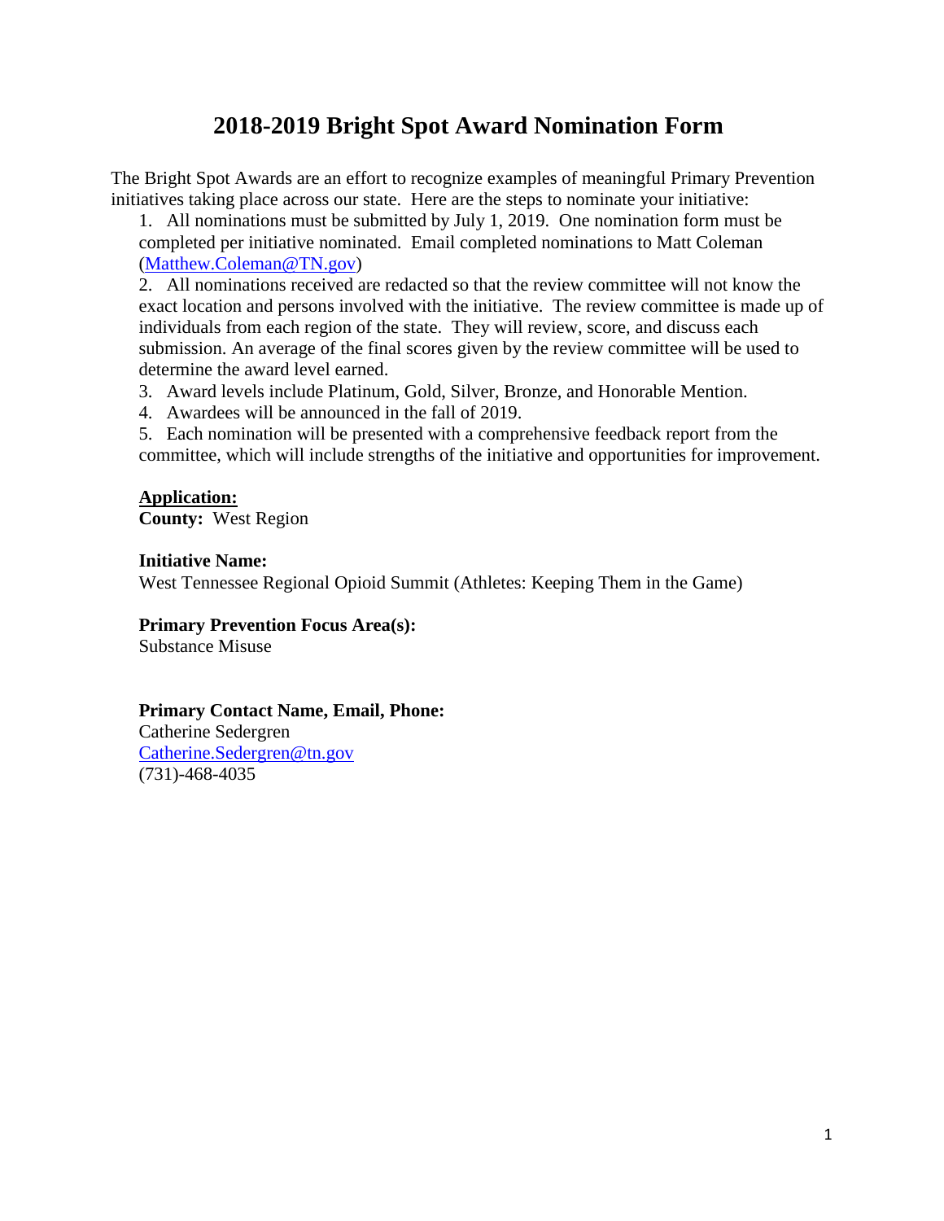# 2018-2019 Bright Spot Award Nomination Form

The Bright Spot Awards are an effort to recognize examples of meaningful Primary Prevention initiatives taking place across our state. Here are the steps to nominate your initiative:

1. All nominations must be submitted by July 1, 2019. One nomination form must be completed per initiative nominated. Email completed nominations to Matt Coleman ([Matthew.Coleman@TN.gov](mailto:Matthew.Coleman@TN.gov))
2. All nominations received are redacted so that the review committee will not know the exact location and persons involved with the initiative. The review committee is made up of individuals from each region of the state. They will review, score, and discuss each submission. An average of the final scores given by the review committee will be used to determine the award level earned.
3. Award levels include Platinum, Gold, Silver, Bronze, and Honorable Mention.
4. Awardees will be announced in the fall of 2019.
5. Each nomination will be presented with a comprehensive feedback report from the committee, which will include strengths of the initiative and opportunities for improvement.

**Application:**

**County:** West Region

**Initiative Name:**
West Tennessee Regional Opioid Summit (Athletes: Keeping Them in the Game)

**Primary Prevention Focus Area(s):**
Substance Misuse

**Primary Contact Name, Email, Phone:**
Catherine Sedergren
[Catherine.Sedergren@tn.gov](mailto:Catherine.Sedergren@tn.gov)
(731)-468-4035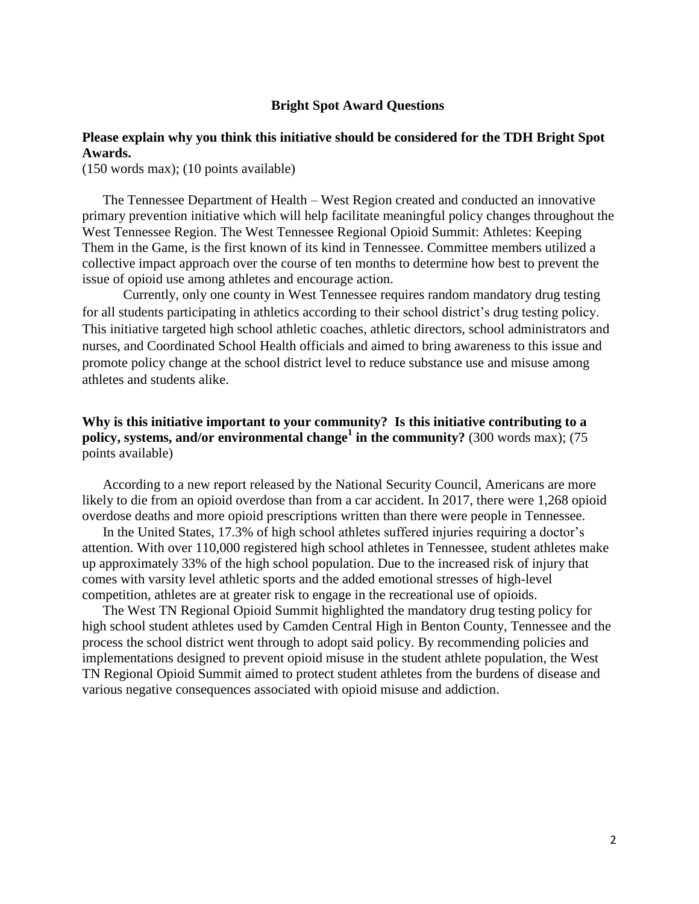## Bright Spot Award Questions

**Please explain why you think this initiative should be considered for the TDH Bright Spot Awards.**
(150 words max); (10 points available)

The Tennessee Department of Health – West Region created and conducted an innovative primary prevention initiative which will help facilitate meaningful policy changes throughout the West Tennessee Region. The West Tennessee Regional Opioid Summit: Athletes: Keeping Them in the Game, is the first known of its kind in Tennessee. Committee members utilized a collective impact approach over the course of ten months to determine how best to prevent the issue of opioid use among athletes and encourage action.

Currently, only one county in West Tennessee requires random mandatory drug testing for all students participating in athletics according to their school district's drug testing policy. This initiative targeted high school athletic coaches, athletic directors, school administrators and nurses, and Coordinated School Health officials and aimed to bring awareness to this issue and promote policy change at the school district level to reduce substance use and misuse among athletes and students alike.

**Why is this initiative important to your community? Is this initiative contributing to a policy, systems, and/or environmental change[1] in the community?** (300 words max); (75 points available)

According to a new report released by the National Security Council, Americans are more likely to die from an opioid overdose than from a car accident. In 2017, there were 1,268 opioid overdose deaths and more opioid prescriptions written than there were people in Tennessee.

In the United States, 17.3% of high school athletes suffered injuries requiring a doctor's attention. With over 110,000 registered high school athletes in Tennessee, student athletes make up approximately 33% of the high school population. Due to the increased risk of injury that comes with varsity level athletic sports and the added emotional stresses of high-level competition, athletes are at greater risk to engage in the recreational use of opioids.

The West TN Regional Opioid Summit highlighted the mandatory drug testing policy for high school student athletes used by Camden Central High in Benton County, Tennessee and the process the school district went through to adopt said policy. By recommending policies and implementations designed to prevent opioid misuse in the student athlete population, the West TN Regional Opioid Summit aimed to protect student athletes from the burdens of disease and various negative consequences associated with opioid misuse and addiction.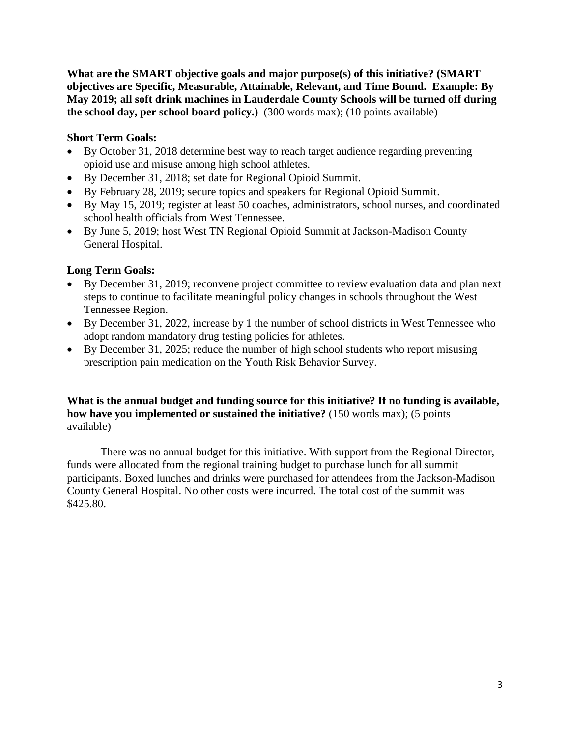**What are the SMART objective goals and major purpose(s) of this initiative? (SMART objectives are Specific, Measurable, Attainable, Relevant, and Time Bound. Example: By May 2019; all soft drink machines in Lauderdale County Schools will be turned off during the school day, per school board policy.)** (300 words max); (10 points available)

**Short Term Goals:**

- By October 31, 2018 determine best way to reach target audience regarding preventing opioid use and misuse among high school athletes.
- By December 31, 2018; set date for Regional Opioid Summit.
- By February 28, 2019; secure topics and speakers for Regional Opioid Summit.
- By May 15, 2019; register at least 50 coaches, administrators, school nurses, and coordinated school health officials from West Tennessee.
- By June 5, 2019; host West TN Regional Opioid Summit at Jackson-Madison County General Hospital.

**Long Term Goals:**

- By December 31, 2019; reconvene project committee to review evaluation data and plan next steps to continue to facilitate meaningful policy changes in schools throughout the West Tennessee Region.
- By December 31, 2022, increase by 1 the number of school districts in West Tennessee who adopt random mandatory drug testing policies for athletes.
- By December 31, 2025; reduce the number of high school students who report misusing prescription pain medication on the Youth Risk Behavior Survey.

**What is the annual budget and funding source for this initiative? If no funding is available, how have you implemented or sustained the initiative?** (150 words max); (5 points available)

There was no annual budget for this initiative. With support from the Regional Director, funds were allocated from the regional training budget to purchase lunch for all summit participants. Boxed lunches and drinks were purchased for attendees from the Jackson-Madison County General Hospital. No other costs were incurred. The total cost of the summit was $425.80.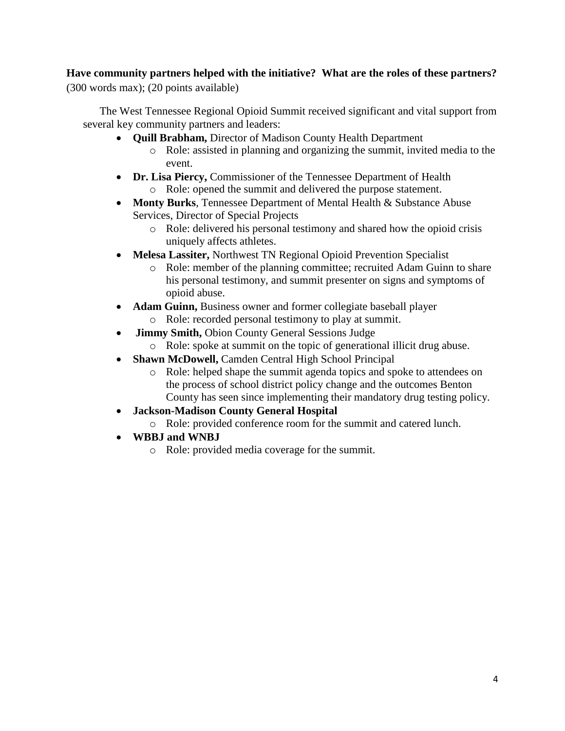**Have community partners helped with the initiative? What are the roles of these partners?**
(300 words max); (20 points available)

The West Tennessee Regional Opioid Summit received significant and vital support from several key community partners and leaders:

- **Quill Brabham,** Director of Madison County Health Department
  - Role: assisted in planning and organizing the summit, invited media to the event.
- **Dr. Lisa Piercy,** Commissioner of the Tennessee Department of Health
  - Role: opened the summit and delivered the purpose statement.
- **Monty Burks**, Tennessee Department of Mental Health & Substance Abuse Services, Director of Special Projects
  - Role: delivered his personal testimony and shared how the opioid crisis uniquely affects athletes.
- **Melesa Lassiter,** Northwest TN Regional Opioid Prevention Specialist
  - Role: member of the planning committee; recruited Adam Guinn to share his personal testimony, and summit presenter on signs and symptoms of opioid abuse.
- **Adam Guinn,** Business owner and former collegiate baseball player
  - Role: recorded personal testimony to play at summit.
- **Jimmy Smith,** Obion County General Sessions Judge
  - Role: spoke at summit on the topic of generational illicit drug abuse.
- **Shawn McDowell,** Camden Central High School Principal
  - Role: helped shape the summit agenda topics and spoke to attendees on the process of school district policy change and the outcomes Benton County has seen since implementing their mandatory drug testing policy.
- **Jackson-Madison County General Hospital**
  - Role: provided conference room for the summit and catered lunch.
- **WBBJ and WNBJ**
  - Role: provided media coverage for the summit.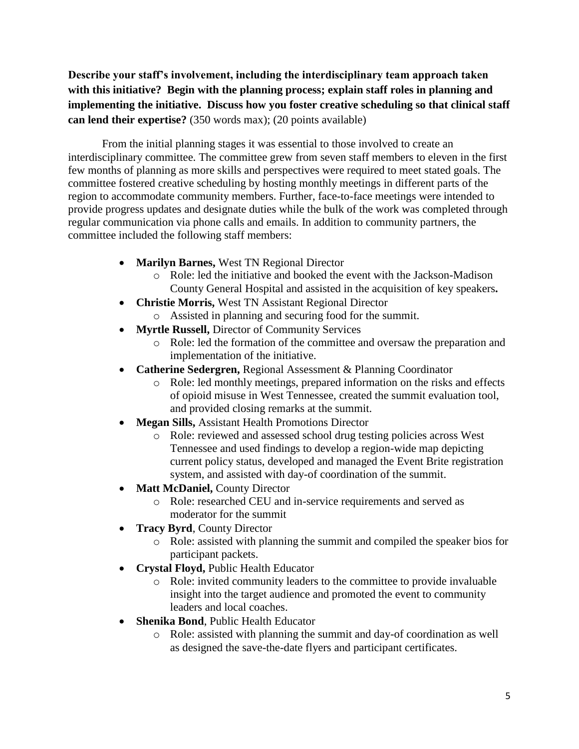**Describe your staff's involvement, including the interdisciplinary team approach taken with this initiative? Begin with the planning process; explain staff roles in planning and implementing the initiative. Discuss how you foster creative scheduling so that clinical staff can lend their expertise?** (350 words max); (20 points available)

From the initial planning stages it was essential to those involved to create an interdisciplinary committee. The committee grew from seven staff members to eleven in the first few months of planning as more skills and perspectives were required to meet stated goals. The committee fostered creative scheduling by hosting monthly meetings in different parts of the region to accommodate community members. Further, face-to-face meetings were intended to provide progress updates and designate duties while the bulk of the work was completed through regular communication via phone calls and emails. In addition to community partners, the committee included the following staff members:

- **Marilyn Barnes,** West TN Regional Director
  - Role: led the initiative and booked the event with the Jackson-Madison County General Hospital and assisted in the acquisition of key speakers**.**
- **Christie Morris,** West TN Assistant Regional Director
  - Assisted in planning and securing food for the summit.
- **Myrtle Russell,** Director of Community Services
  - Role: led the formation of the committee and oversaw the preparation and implementation of the initiative.
- **Catherine Sedergren,** Regional Assessment & Planning Coordinator
  - Role: led monthly meetings, prepared information on the risks and effects of opioid misuse in West Tennessee, created the summit evaluation tool, and provided closing remarks at the summit.
- **Megan Sills,** Assistant Health Promotions Director
  - Role: reviewed and assessed school drug testing policies across West Tennessee and used findings to develop a region-wide map depicting current policy status, developed and managed the Event Brite registration system, and assisted with day-of coordination of the summit.
- **Matt McDaniel,** County Director
  - Role: researched CEU and in-service requirements and served as moderator for the summit
- **Tracy Byrd**, County Director
  - Role: assisted with planning the summit and compiled the speaker bios for participant packets.
- **Crystal Floyd,** Public Health Educator
  - Role: invited community leaders to the committee to provide invaluable insight into the target audience and promoted the event to community leaders and local coaches.
- **Shenika Bond**, Public Health Educator
  - Role: assisted with planning the summit and day-of coordination as well as designed the save-the-date flyers and participant certificates.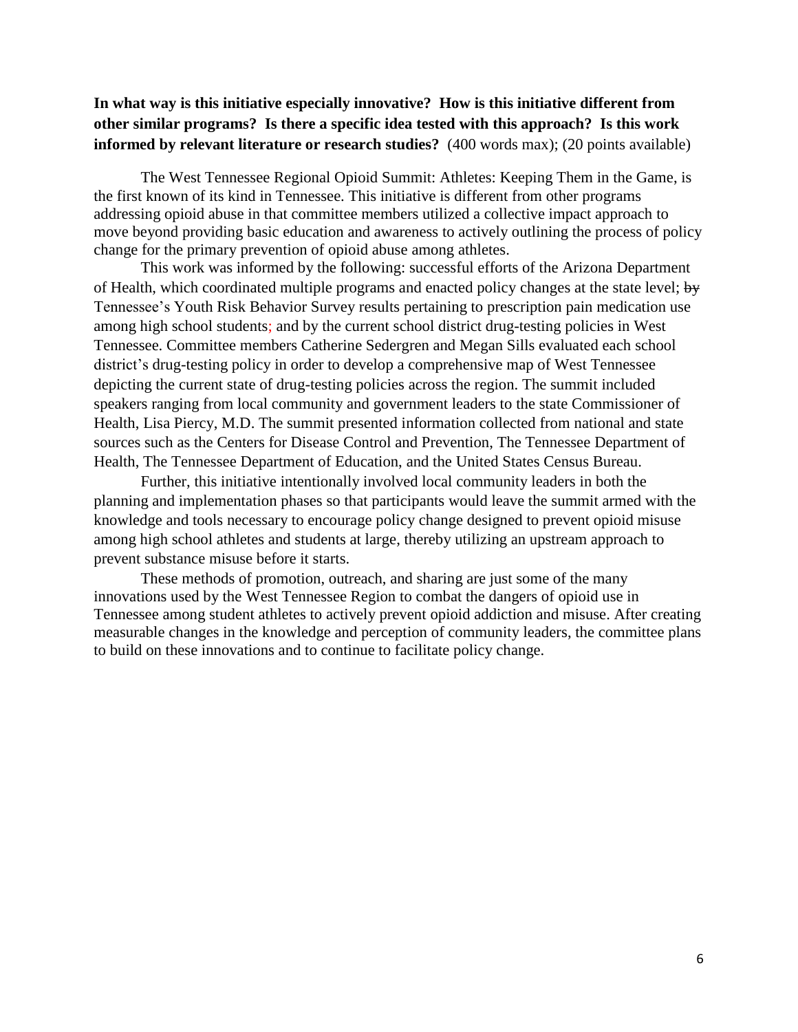**In what way is this initiative especially innovative? How is this initiative different from other similar programs? Is there a specific idea tested with this approach? Is this work informed by relevant literature or research studies?** (400 words max); (20 points available)

The West Tennessee Regional Opioid Summit: Athletes: Keeping Them in the Game, is the first known of its kind in Tennessee. This initiative is different from other programs addressing opioid abuse in that committee members utilized a collective impact approach to move beyond providing basic education and awareness to actively outlining the process of policy change for the primary prevention of opioid abuse among athletes.

This work was informed by the following: successful efforts of the Arizona Department of Health, which coordinated multiple programs and enacted policy changes at the state level; ~~by~~ Tennessee's Youth Risk Behavior Survey results pertaining to prescription pain medication use among high school students; and by the current school district drug-testing policies in West Tennessee. Committee members Catherine Sedergren and Megan Sills evaluated each school district's drug-testing policy in order to develop a comprehensive map of West Tennessee depicting the current state of drug-testing policies across the region. The summit included speakers ranging from local community and government leaders to the state Commissioner of Health, Lisa Piercy, M.D. The summit presented information collected from national and state sources such as the Centers for Disease Control and Prevention, The Tennessee Department of Health, The Tennessee Department of Education, and the United States Census Bureau.

Further, this initiative intentionally involved local community leaders in both the planning and implementation phases so that participants would leave the summit armed with the knowledge and tools necessary to encourage policy change designed to prevent opioid misuse among high school athletes and students at large, thereby utilizing an upstream approach to prevent substance misuse before it starts.

These methods of promotion, outreach, and sharing are just some of the many innovations used by the West Tennessee Region to combat the dangers of opioid use in Tennessee among student athletes to actively prevent opioid addiction and misuse. After creating measurable changes in the knowledge and perception of community leaders, the committee plans to build on these innovations and to continue to facilitate policy change.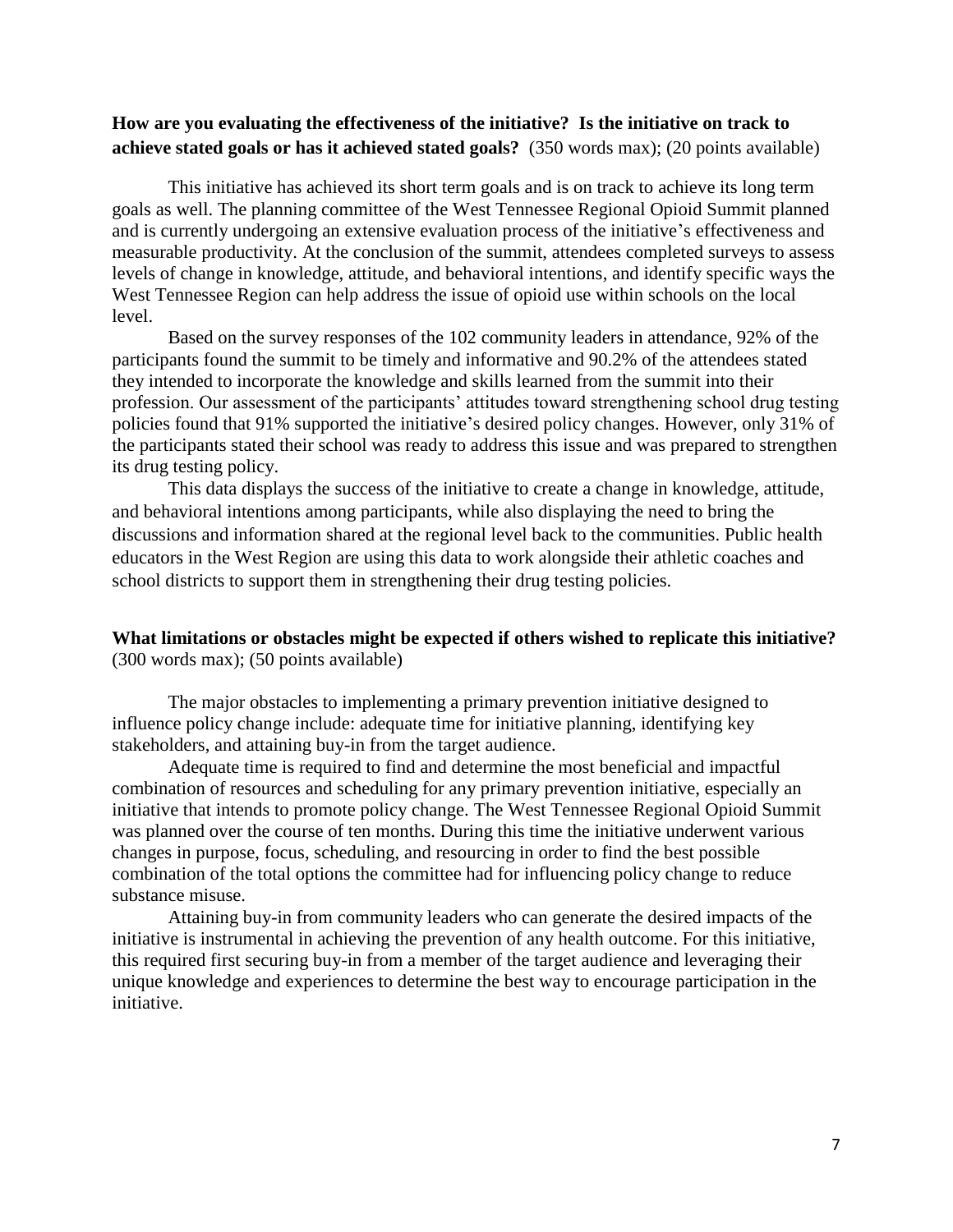**How are you evaluating the effectiveness of the initiative? Is the initiative on track to achieve stated goals or has it achieved stated goals?** (350 words max); (20 points available)

This initiative has achieved its short term goals and is on track to achieve its long term goals as well. The planning committee of the West Tennessee Regional Opioid Summit planned and is currently undergoing an extensive evaluation process of the initiative's effectiveness and measurable productivity. At the conclusion of the summit, attendees completed surveys to assess levels of change in knowledge, attitude, and behavioral intentions, and identify specific ways the West Tennessee Region can help address the issue of opioid use within schools on the local level.

Based on the survey responses of the 102 community leaders in attendance, 92% of the participants found the summit to be timely and informative and 90.2% of the attendees stated they intended to incorporate the knowledge and skills learned from the summit into their profession. Our assessment of the participants' attitudes toward strengthening school drug testing policies found that 91% supported the initiative's desired policy changes. However, only 31% of the participants stated their school was ready to address this issue and was prepared to strengthen its drug testing policy.

This data displays the success of the initiative to create a change in knowledge, attitude, and behavioral intentions among participants, while also displaying the need to bring the discussions and information shared at the regional level back to the communities. Public health educators in the West Region are using this data to work alongside their athletic coaches and school districts to support them in strengthening their drug testing policies.

**What limitations or obstacles might be expected if others wished to replicate this initiative?** (300 words max); (50 points available)

The major obstacles to implementing a primary prevention initiative designed to influence policy change include: adequate time for initiative planning, identifying key stakeholders, and attaining buy-in from the target audience.

Adequate time is required to find and determine the most beneficial and impactful combination of resources and scheduling for any primary prevention initiative, especially an initiative that intends to promote policy change. The West Tennessee Regional Opioid Summit was planned over the course of ten months. During this time the initiative underwent various changes in purpose, focus, scheduling, and resourcing in order to find the best possible combination of the total options the committee had for influencing policy change to reduce substance misuse.

Attaining buy-in from community leaders who can generate the desired impacts of the initiative is instrumental in achieving the prevention of any health outcome. For this initiative, this required first securing buy-in from a member of the target audience and leveraging their unique knowledge and experiences to determine the best way to encourage participation in the initiative.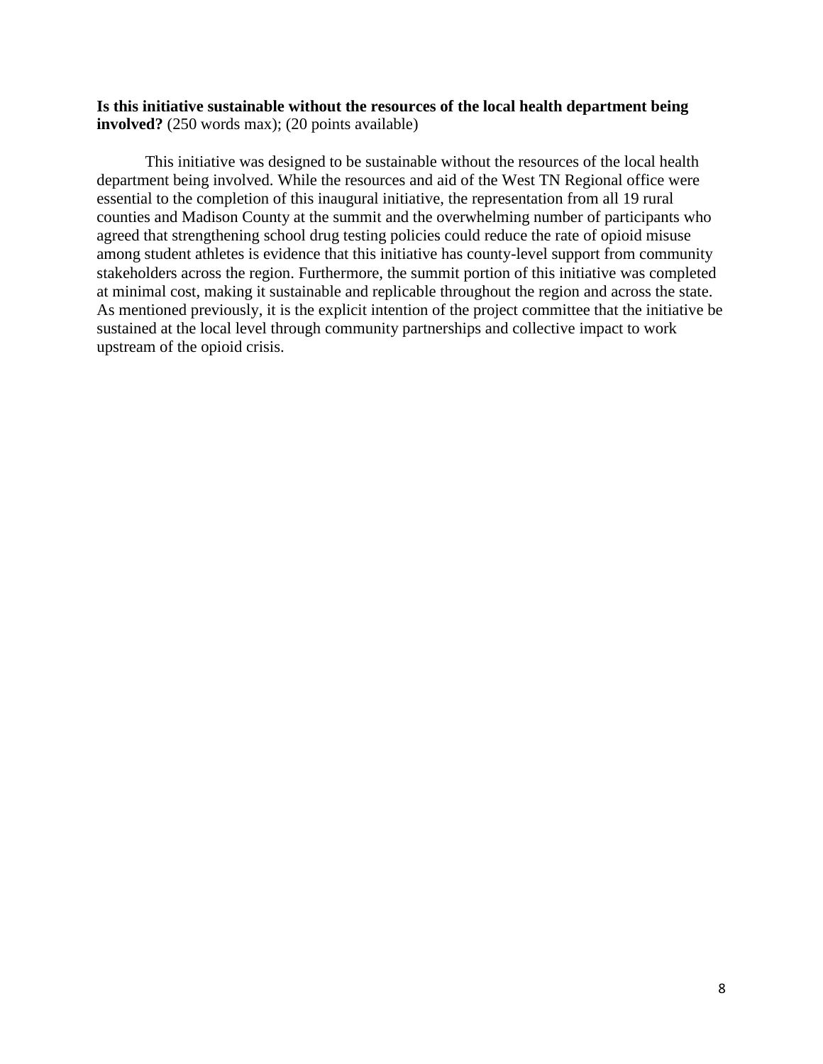**Is this initiative sustainable without the resources of the local health department being involved?** (250 words max); (20 points available)

This initiative was designed to be sustainable without the resources of the local health department being involved. While the resources and aid of the West TN Regional office were essential to the completion of this inaugural initiative, the representation from all 19 rural counties and Madison County at the summit and the overwhelming number of participants who agreed that strengthening school drug testing policies could reduce the rate of opioid misuse among student athletes is evidence that this initiative has county-level support from community stakeholders across the region. Furthermore, the summit portion of this initiative was completed at minimal cost, making it sustainable and replicable throughout the region and across the state. As mentioned previously, it is the explicit intention of the project committee that the initiative be sustained at the local level through community partnerships and collective impact to work upstream of the opioid crisis.